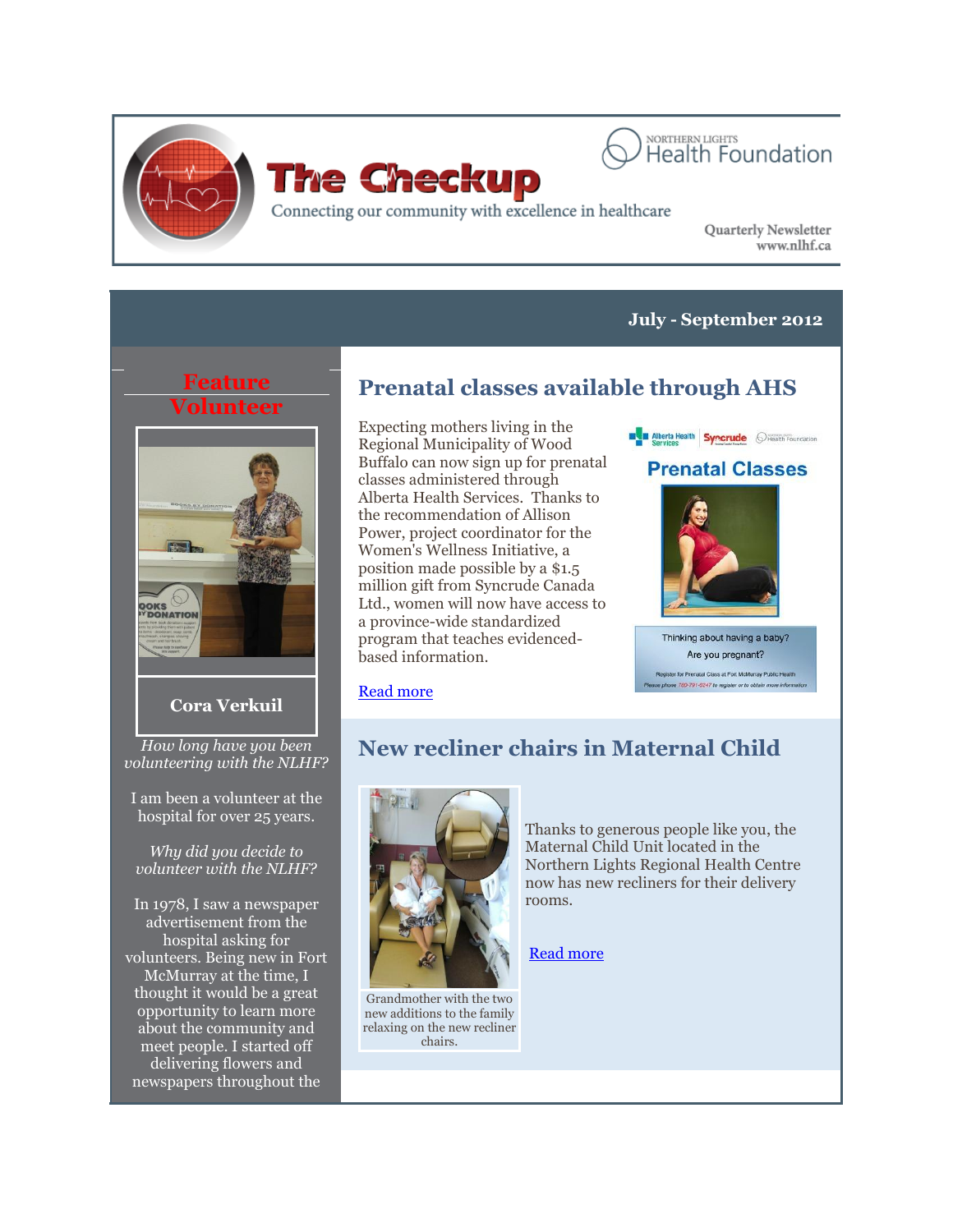# The Checkup

Connecting our community with excellence in healthcare

NORTHERN LIGHTS Health Foundation

Quarterly Newsletter
www.nlhf.ca

**July - September 2012**

## Feature Volunteer

**Cora Verkuil**

*How long have you been volunteering with the NLHF?*

I am been a volunteer at the hospital for over 25 years.

*Why did you decide to volunteer with the NLHF?*

In 1978, I saw a newspaper advertisement from the hospital asking for volunteers. Being new in Fort McMurray at the time, I thought it would be a great opportunity to learn more about the community and meet people. I started off delivering flowers and newspapers throughout the

## Prenatal classes available through AHS

Expecting mothers living in the Regional Municipality of Wood Buffalo can now sign up for prenatal classes administered through Alberta Health Services. Thanks to the recommendation of Allison Power, project coordinator for the Women's Wellness Initiative, a position made possible by a $1.5 million gift from Syncrude Canada Ltd., women will now have access to a province-wide standardized program that teaches evidenced-based information.

Read more

## New recliner chairs in Maternal Child

Thanks to generous people like you, the Maternal Child Unit located in the Northern Lights Regional Health Centre now has new recliners for their delivery rooms.

Read more

Grandmother with the two new additions to the family relaxing on the new recliner chairs.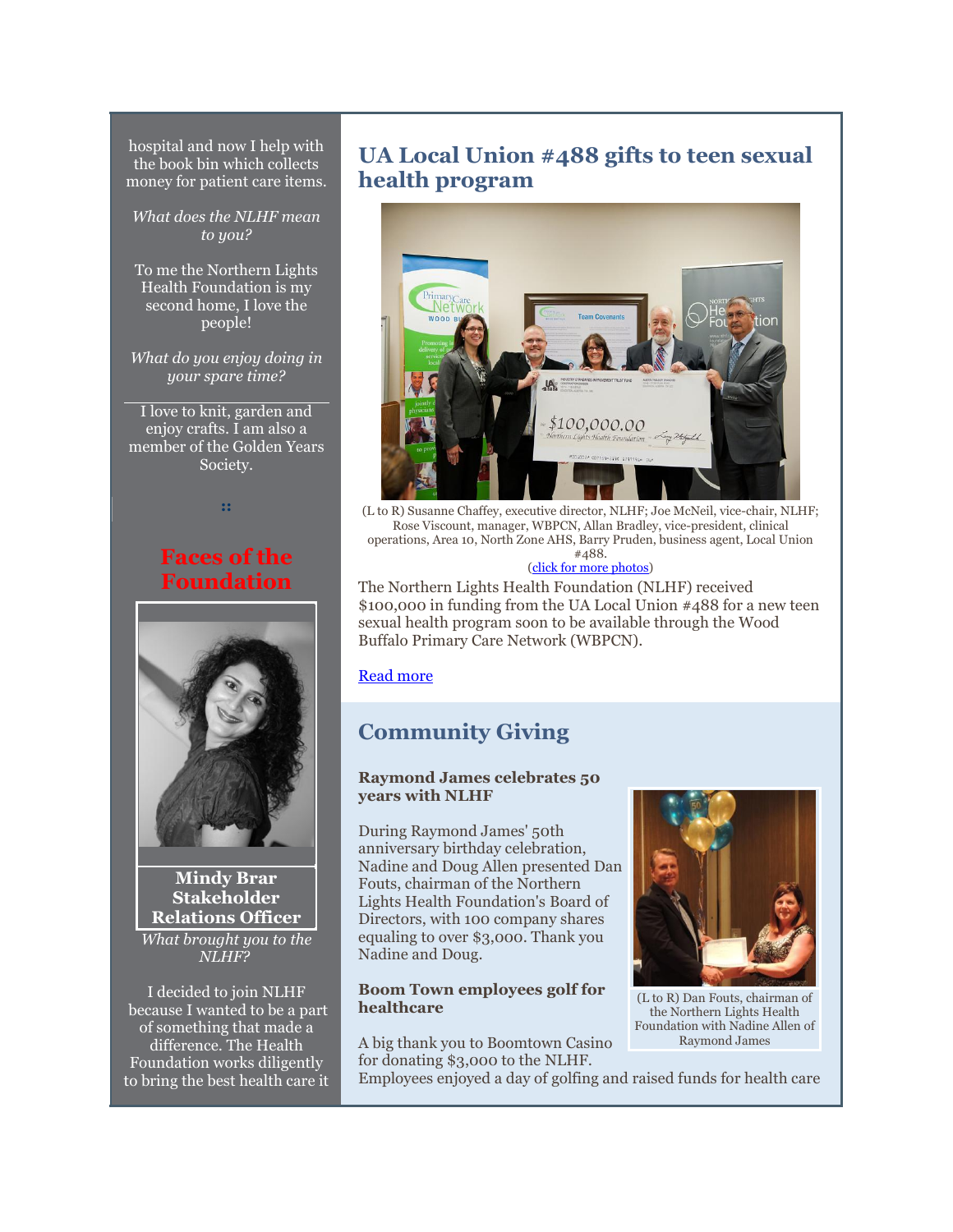hospital and now I help with the book bin which collects money for patient care items.

*What does the NLHF mean to you?*

To me the Northern Lights Health Foundation is my second home, I love the people!

*What do you enjoy doing in your spare time?*

I love to knit, garden and enjoy crafts. I am also a member of the Golden Years Society.

::

## Faces of the Foundation

**Mindy Brar**
**Stakeholder Relations Officer**

*What brought you to the NLHF?*

I decided to join NLHF because I wanted to be a part of something that made a difference. The Health Foundation works diligently to bring the best health care it

## UA Local Union #488 gifts to teen sexual health program

(L to R) Susanne Chaffey, executive director, NLHF; Joe McNeil, vice-chair, NLHF; Rose Viscount, manager, WBPCN, Allan Bradley, vice-president, clinical operations, Area 10, North Zone AHS, Barry Pruden, business agent, Local Union #488.
(click for more photos)

The Northern Lights Health Foundation (NLHF) received $100,000 in funding from the UA Local Union #488 for a new teen sexual health program soon to be available through the Wood Buffalo Primary Care Network (WBPCN).

Read more

## Community Giving

### Raymond James celebrates 50 years with NLHF

During Raymond James' 50th anniversary birthday celebration, Nadine and Doug Allen presented Dan Fouts, chairman of the Northern Lights Health Foundation's Board of Directors, with 100 company shares equaling to over $3,000. Thank you Nadine and Doug.

(L to R) Dan Fouts, chairman of the Northern Lights Health Foundation with Nadine Allen of Raymond James

### Boom Town employees golf for healthcare

A big thank you to Boomtown Casino for donating $3,000 to the NLHF. Employees enjoyed a day of golfing and raised funds for health care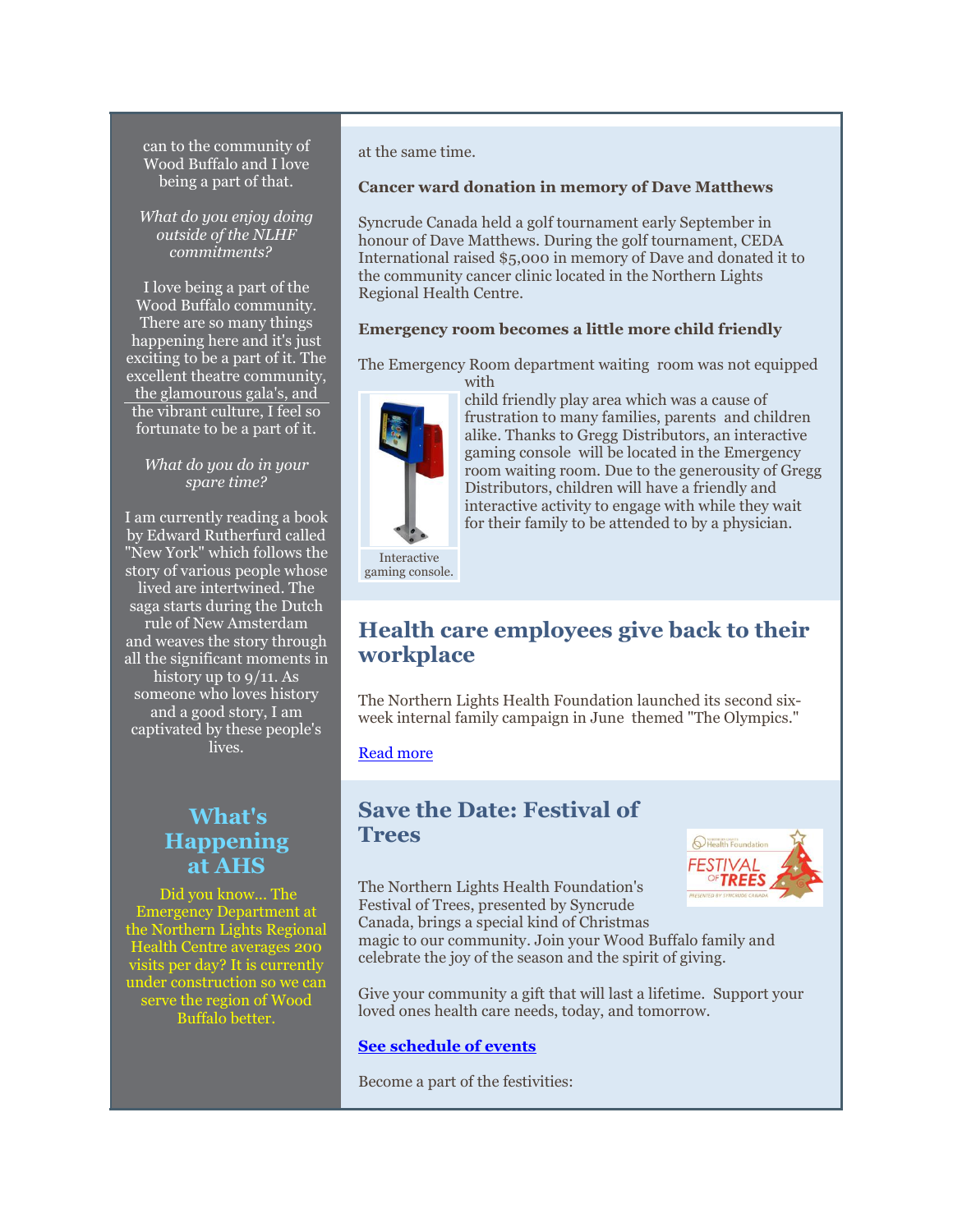can to the community of Wood Buffalo and I love being a part of that.

*What do you enjoy doing outside of the NLHF commitments?*

I love being a part of the Wood Buffalo community. There are so many things happening here and it's just exciting to be a part of it. The excellent theatre community, the glamourous gala's, and the vibrant culture, I feel so fortunate to be a part of it.

*What do you do in your spare time?*

I am currently reading a book by Edward Rutherfurd called "New York" which follows the story of various people whose lived are intertwined. The saga starts during the Dutch rule of New Amsterdam and weaves the story through all the significant moments in history up to 9/11. As someone who loves history and a good story, I am captivated by these people's lives.

## What's Happening at AHS

Did you know... The Emergency Department at the Northern Lights Regional Health Centre averages 200 visits per day? It is currently under construction so we can serve the region of Wood Buffalo better.

at the same time.

**Cancer ward donation in memory of Dave Matthews**

Syncrude Canada held a golf tournament early September in honour of Dave Matthews. During the golf tournament, CEDA International raised $5,000 in memory of Dave and donated it to the community cancer clinic located in the Northern Lights Regional Health Centre.

**Emergency room becomes a little more child friendly**

The Emergency Room department waiting room was not equipped with child friendly play area which was a cause of frustration to many families, parents and children alike. Thanks to Gregg Distributors, an interactive gaming console will be located in the Emergency room waiting room. Due to the generosity of Gregg Distributors, children will have a friendly and interactive activity to engage with while they wait for their family to be attended to by a physician.

Interactive gaming console.

## Health care employees give back to their workplace

The Northern Lights Health Foundation launched its second six-week internal family campaign in June themed "The Olympics."

Read more

## Save the Date: Festival of Trees

The Northern Lights Health Foundation's Festival of Trees, presented by Syncrude Canada, brings a special kind of Christmas magic to our community. Join your Wood Buffalo family and celebrate the joy of the season and the spirit of giving.

Give your community a gift that will last a lifetime. Support your loved ones health care needs, today, and tomorrow.

**See schedule of events**

Become a part of the festivities: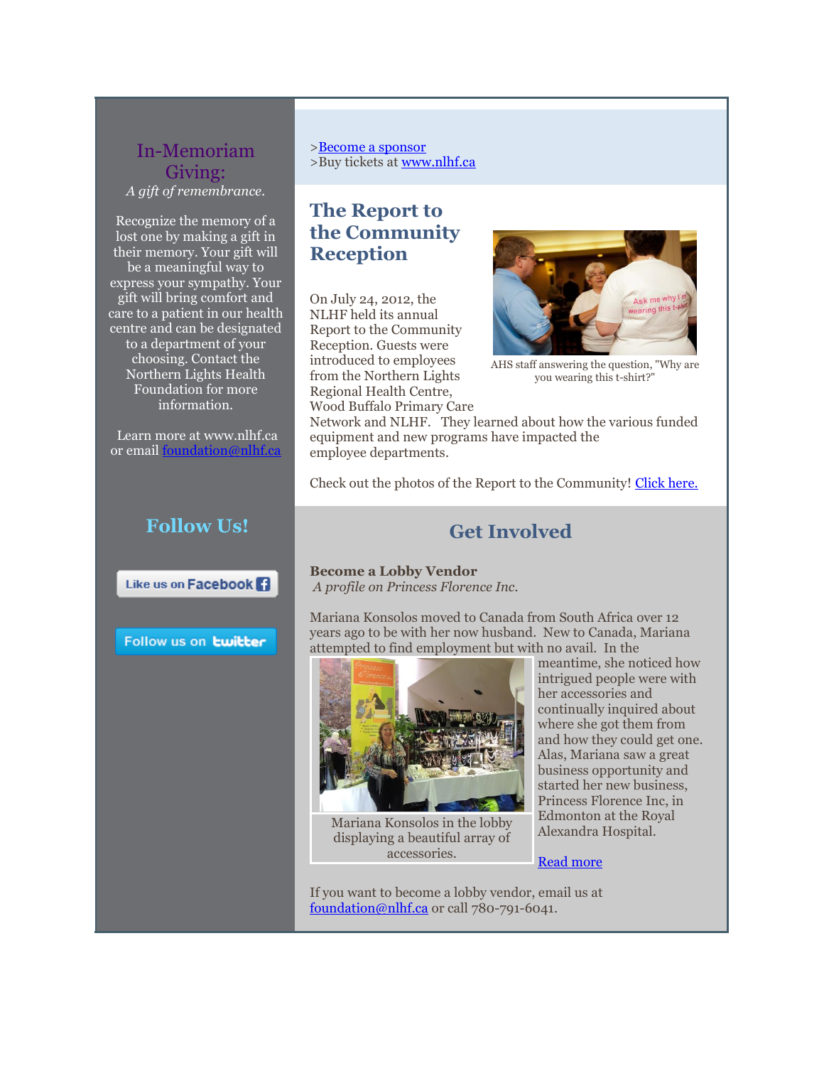## In-Memoriam Giving:

*A gift of remembrance.*

Recognize the memory of a lost one by making a gift in their memory. Your gift will be a meaningful way to express your sympathy. Your gift will bring comfort and care to a patient in our health centre and can be designated to a department of your choosing. Contact the Northern Lights Health Foundation for more information.

Learn more at www.nlhf.ca or email foundation@nlhf.ca

## Follow Us!

Like us on Facebook

Follow us on twitter

>Become a sponsor
>Buy tickets at www.nlhf.ca

## The Report to the Community Reception

AHS staff answering the question, "Why are you wearing this t-shirt?"

On July 24, 2012, the NLHF held its annual Report to the Community Reception. Guests were introduced to employees from the Northern Lights Regional Health Centre, Wood Buffalo Primary Care Network and NLHF. They learned about how the various funded equipment and new programs have impacted the employee departments.

Check out the photos of the Report to the Community! Click here.

## Get Involved

**Become a Lobby Vendor**
*A profile on Princess Florence Inc.*

Mariana Konsolos moved to Canada from South Africa over 12 years ago to be with her now husband. New to Canada, Mariana attempted to find employment but with no avail. In the meantime, she noticed how intrigued people were with her accessories and continually inquired about where she got them from and how they could get one. Alas, Mariana saw a great business opportunity and started her new business, Princess Florence Inc, in Edmonton at the Royal Alexandra Hospital.

Mariana Konsolos in the lobby displaying a beautiful array of accessories.

Read more

If you want to become a lobby vendor, email us at foundation@nlhf.ca or call 780-791-6041.